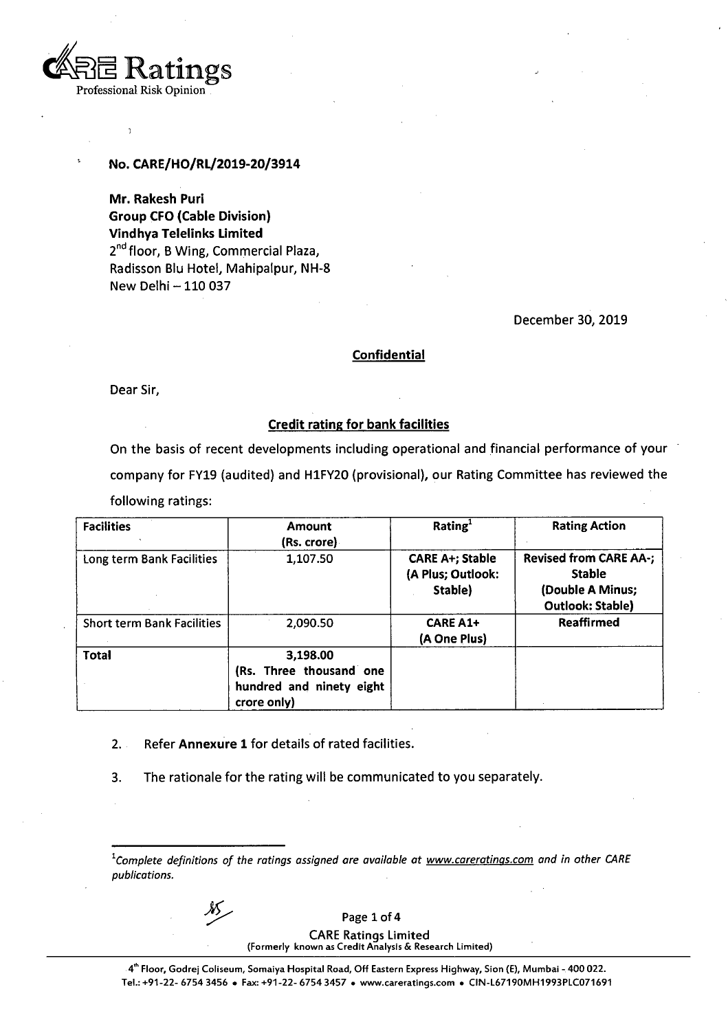CARE Ratings
Professional Risk Opinion

**No. CARE/HO/RL/2019-20/3914**

**Mr. Rakesh Puri**
**Group CFO (Cable Division)**
**Vindhya Telelinks Limited**
2[nd] floor, B Wing, Commercial Plaza,
Radisson Blu Hotel, Mahipalpur, NH-8
New Delhi – 110 037

December 30, 2019

**Confidential**

Dear Sir,

**Credit rating for bank facilities**

On the basis of recent developments including operational and financial performance of your company for FY19 (audited) and H1FY20 (provisional), our Rating Committee has reviewed the following ratings:

| Facilities | Amount (Rs. crore) | Rating[1] | Rating Action |
|---|---|---|---|
| Long term Bank Facilities | 1,107.50 | **CARE A+; Stable (A Plus; Outlook: Stable)** | **Revised from CARE AA-; Stable (Double A Minus; Outlook: Stable)** |
| Short term Bank Facilities | 2,090.50 | **CARE A1+ (A One Plus)** | **Reaffirmed** |
| **Total** | **3,198.00 (Rs. Three thousand one hundred and ninety eight crore only)** | | |

2. Refer **Annexure 1** for details of rated facilities.

3. The rationale for the rating will be communicated to you separately.

[1]*Complete definitions of the ratings assigned are available at www.careratings.com and in other CARE publications.*

CARE Ratings Limited
(Formerly known as Credit Analysis & Research Limited)

4[th] Floor, Godrej Coliseum, Somaiya Hospital Road, Off Eastern Express Highway, Sion (E), Mumbai - 400 022.
Tel.: +91-22- 6754 3456 • Fax: +91-22- 6754 3457 • www.careratings.com • CIN-L67190MH1993PLC071691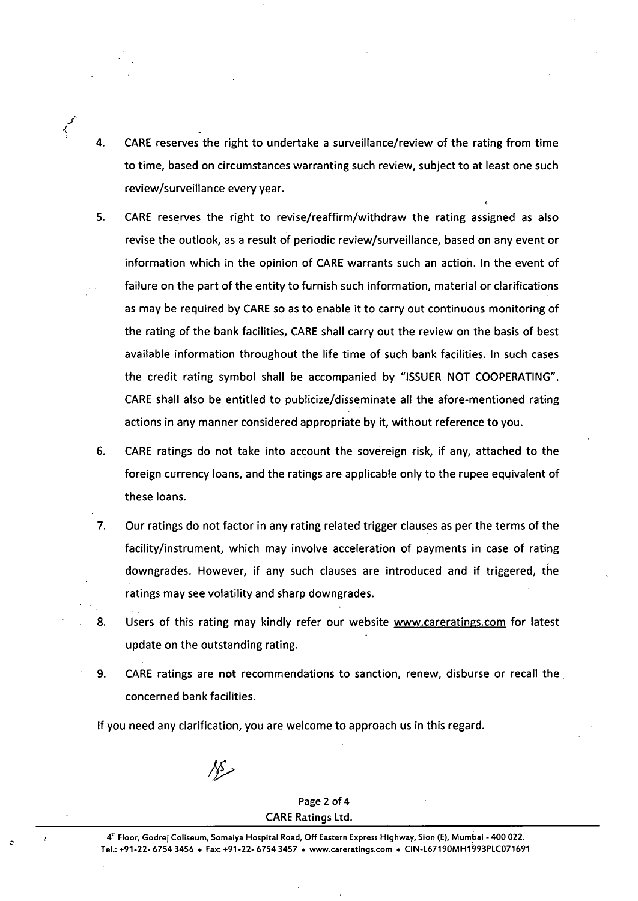4. CARE reserves the right to undertake a surveillance/review of the rating from time to time, based on circumstances warranting such review, subject to at least one such review/surveillance every year.

5. CARE reserves the right to revise/reaffirm/withdraw the rating assigned as also revise the outlook, as a result of periodic review/surveillance, based on any event or information which in the opinion of CARE warrants such an action. In the event of failure on the part of the entity to furnish such information, material or clarifications as may be required by CARE so as to enable it to carry out continuous monitoring of the rating of the bank facilities, CARE shall carry out the review on the basis of best available information throughout the life time of such bank facilities. In such cases the credit rating symbol shall be accompanied by "ISSUER NOT COOPERATING". CARE shall also be entitled to publicize/disseminate all the afore-mentioned rating actions in any manner considered appropriate by it, without reference to you.

6. CARE ratings do not take into account the sovereign risk, if any, attached to the foreign currency loans, and the ratings are applicable only to the rupee equivalent of these loans.

7. Our ratings do not factor in any rating related trigger clauses as per the terms of the facility/instrument, which may involve acceleration of payments in case of rating downgrades. However, if any such clauses are introduced and if triggered, the ratings may see volatility and sharp downgrades.

8. Users of this rating may kindly refer our website www.careratings.com for latest update on the outstanding rating.

9. CARE ratings are **not** recommendations to sanction, renew, disburse or recall the concerned bank facilities.

If you need any clarification, you are welcome to approach us in this regard.

CARE Ratings Ltd.

4th Floor, Godrej Coliseum, Somaiya Hospital Road, Off Eastern Express Highway, Sion (E), Mumbai - 400 022.
Tel.: +91-22- 6754 3456 • Fax: +91-22- 6754 3457 • www.careratings.com • CIN-L67190MH1993PLC071691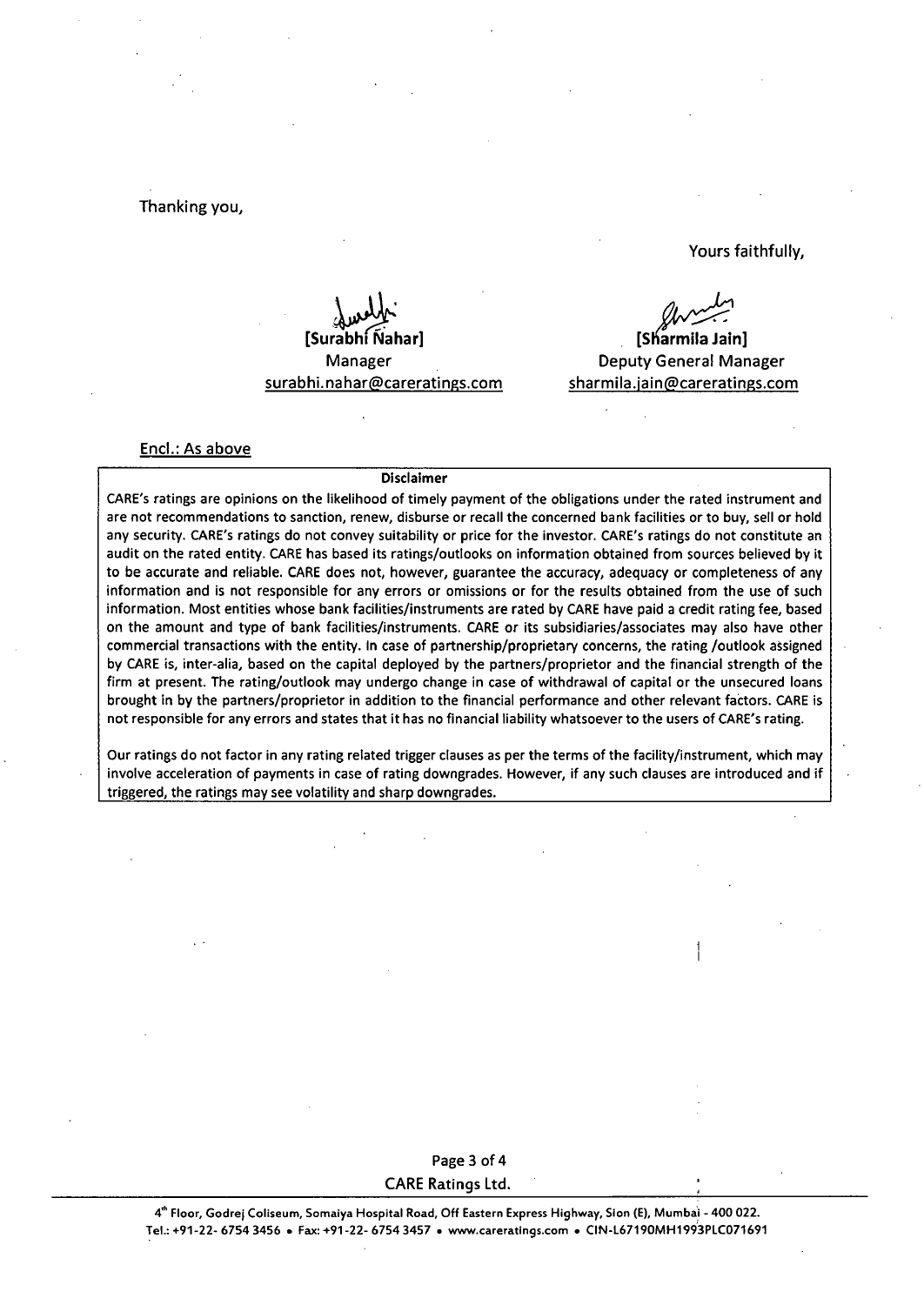Thanking you,

Yours faithfully,

[Surabhi Nahar]
Manager
surabhi.nahar@careratings.com

[Sharmila Jain]
Deputy General Manager
sharmila.jain@careratings.com

Encl.: As above

**Disclaimer**

CARE's ratings are opinions on the likelihood of timely payment of the obligations under the rated instrument and are not recommendations to sanction, renew, disburse or recall the concerned bank facilities or to buy, sell or hold any security. CARE's ratings do not convey suitability or price for the investor. CARE's ratings do not constitute an audit on the rated entity. CARE has based its ratings/outlooks on information obtained from sources believed by it to be accurate and reliable. CARE does not, however, guarantee the accuracy, adequacy or completeness of any information and is not responsible for any errors or omissions or for the results obtained from the use of such information. Most entities whose bank facilities/instruments are rated by CARE have paid a credit rating fee, based on the amount and type of bank facilities/instruments. CARE or its subsidiaries/associates may also have other commercial transactions with the entity. In case of partnership/proprietary concerns, the rating /outlook assigned by CARE is, inter-alia, based on the capital deployed by the partners/proprietor and the financial strength of the firm at present. The rating/outlook may undergo change in case of withdrawal of capital or the unsecured loans brought in by the partners/proprietor in addition to the financial performance and other relevant factors. CARE is not responsible for any errors and states that it has no financial liability whatsoever to the users of CARE's rating.

Our ratings do not factor in any rating related trigger clauses as per the terms of the facility/instrument, which may involve acceleration of payments in case of rating downgrades. However, if any such clauses are introduced and if triggered, the ratings may see volatility and sharp downgrades.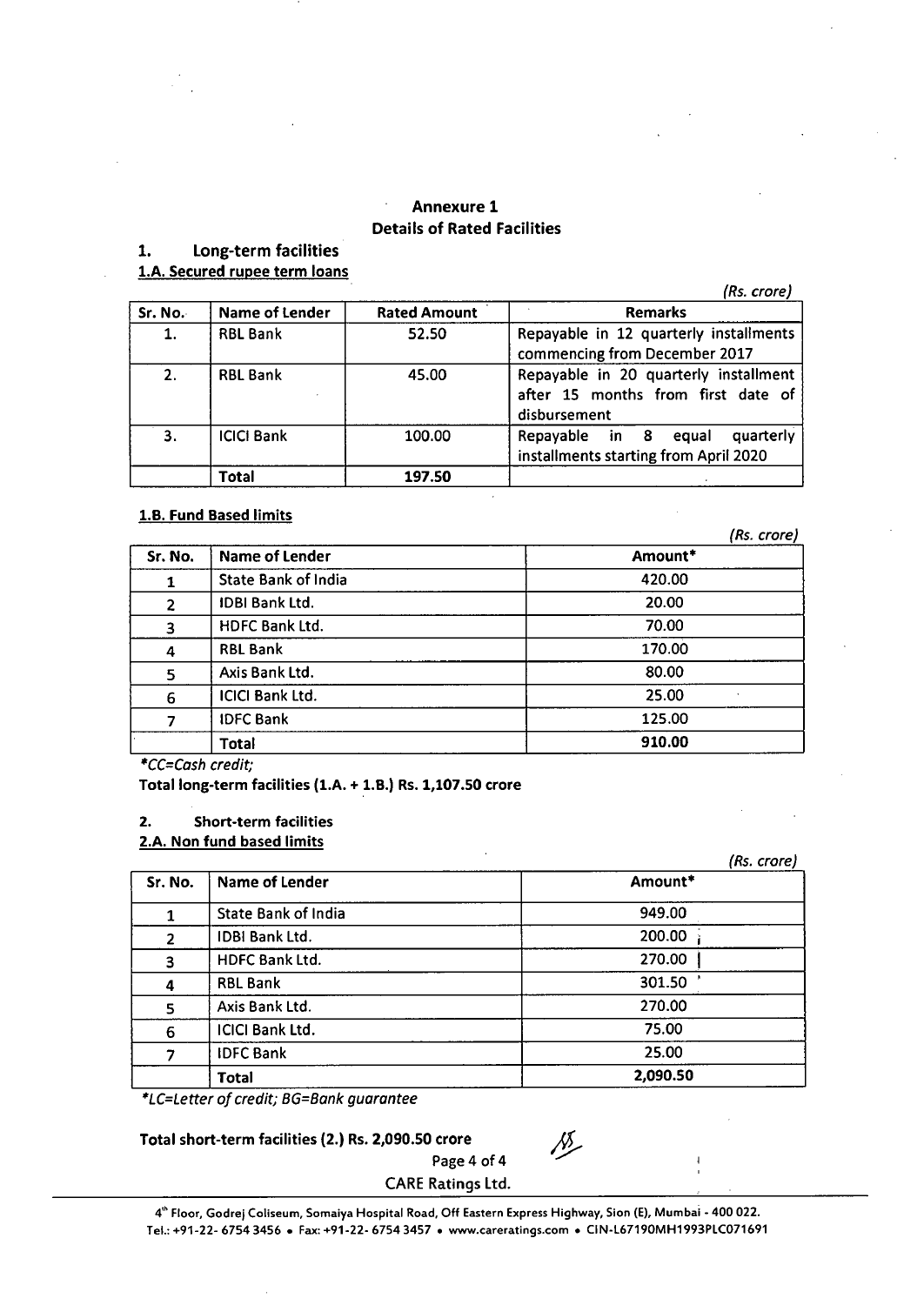# Annexure 1

## Details of Rated Facilities

### 1. Long-term facilities

**1.A. Secured rupee term loans**

*(Rs. crore)*

| Sr. No. | Name of Lender | Rated Amount | Remarks |
|---|---|---|---|
| 1. | RBL Bank | 52.50 | Repayable in 12 quarterly installments commencing from December 2017 |
| 2. | RBL Bank | 45.00 | Repayable in 20 quarterly installment after 15 months from first date of disbursement |
| 3. | ICICI Bank | 100.00 | Repayable in 8 equal quarterly installments starting from April 2020 |
| | **Total** | **197.50** | |

**1.B. Fund Based limits**

*(Rs. crore)*

| Sr. No. | Name of Lender | Amount* |
|---|---|---|
| 1 | State Bank of India | 420.00 |
| 2 | IDBI Bank Ltd. | 20.00 |
| 3 | HDFC Bank Ltd. | 70.00 |
| 4 | RBL Bank | 170.00 |
| 5 | Axis Bank Ltd. | 80.00 |
| 6 | ICICI Bank Ltd. | 25.00 |
| 7 | IDFC Bank | 125.00 |
| | **Total** | **910.00** |

*\*CC=Cash credit;*

**Total long-term facilities (1.A. + 1.B.) Rs. 1,107.50 crore**

### 2. Short-term facilities

**2.A. Non fund based limits**

*(Rs. crore)*

| Sr. No. | Name of Lender | Amount* |
|---|---|---|
| 1 | State Bank of India | 949.00 |
| 2 | IDBI Bank Ltd. | 200.00 |
| 3 | HDFC Bank Ltd. | 270.00 |
| 4 | RBL Bank | 301.50 |
| 5 | Axis Bank Ltd. | 270.00 |
| 6 | ICICI Bank Ltd. | 75.00 |
| 7 | IDFC Bank | 25.00 |
| | **Total** | **2,090.50** |

*\*LC=Letter of credit; BG=Bank guarantee*

**Total short-term facilities (2.) Rs. 2,090.50 crore**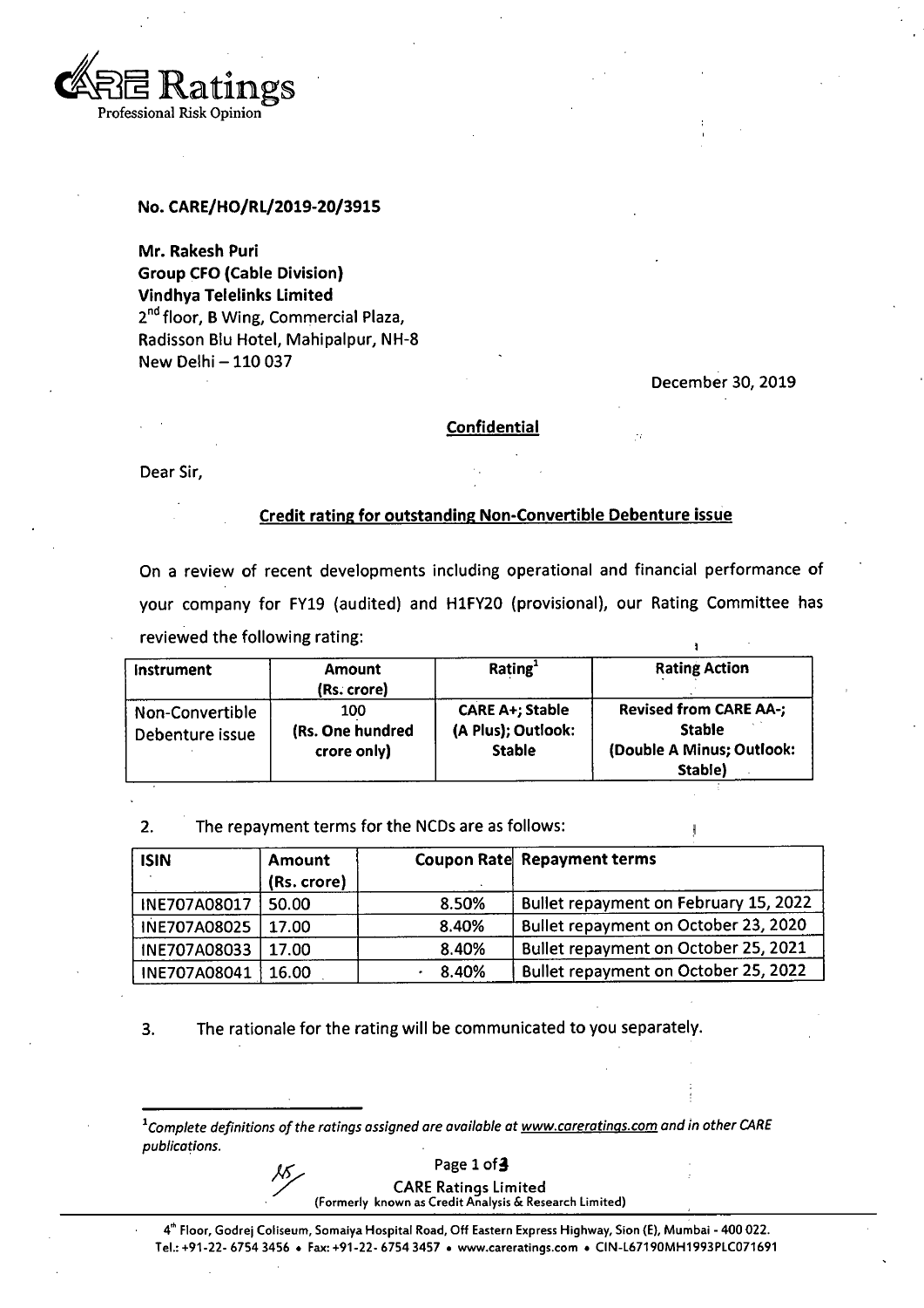CARE Ratings
Professional Risk Opinion

**No. CARE/HO/RL/2019-20/3915**

**Mr. Rakesh Puri**
**Group CFO (Cable Division)**
**Vindhya Telelinks Limited**
2nd floor, B Wing, Commercial Plaza,
Radisson Blu Hotel, Mahipalpur, NH-8
New Delhi – 110 037

December 30, 2019

**Confidential**

Dear Sir,

**Credit rating for outstanding Non-Convertible Debenture issue**

On a review of recent developments including operational and financial performance of your company for FY19 (audited) and H1FY20 (provisional), our Rating Committee has reviewed the following rating:

| Instrument | Amount (Rs. crore) | Rating[1] | Rating Action |
|---|---|---|---|
| Non-Convertible Debenture issue | 100 (Rs. One hundred crore only) | CARE A+; Stable (A Plus); Outlook: Stable | Revised from CARE AA-; Stable (Double A Minus; Outlook: Stable) |

2. The repayment terms for the NCDs are as follows:

| ISIN | Amount (Rs. crore) | Coupon Rate | Repayment terms |
|---|---|---|---|
| INE707A08017 | 50.00 | 8.50% | Bullet repayment on February 15, 2022 |
| INE707A08025 | 17.00 | 8.40% | Bullet repayment on October 23, 2020 |
| INE707A08033 | 17.00 | 8.40% | Bullet repayment on October 25, 2021 |
| INE707A08041 | 16.00 | 8.40% | Bullet repayment on October 25, 2022 |

3. The rationale for the rating will be communicated to you separately.

---

[1] *Complete definitions of the ratings assigned are available at www.careratings.com and in other CARE publications.*

CARE Ratings Limited
(Formerly known as Credit Analysis & Research Limited)

4th Floor, Godrej Coliseum, Somaiya Hospital Road, Off Eastern Express Highway, Sion (E), Mumbai - 400 022.
Tel.: +91-22- 6754 3456 • Fax: +91-22- 6754 3457 • www.careratings.com • CIN-L67190MH1993PLC071691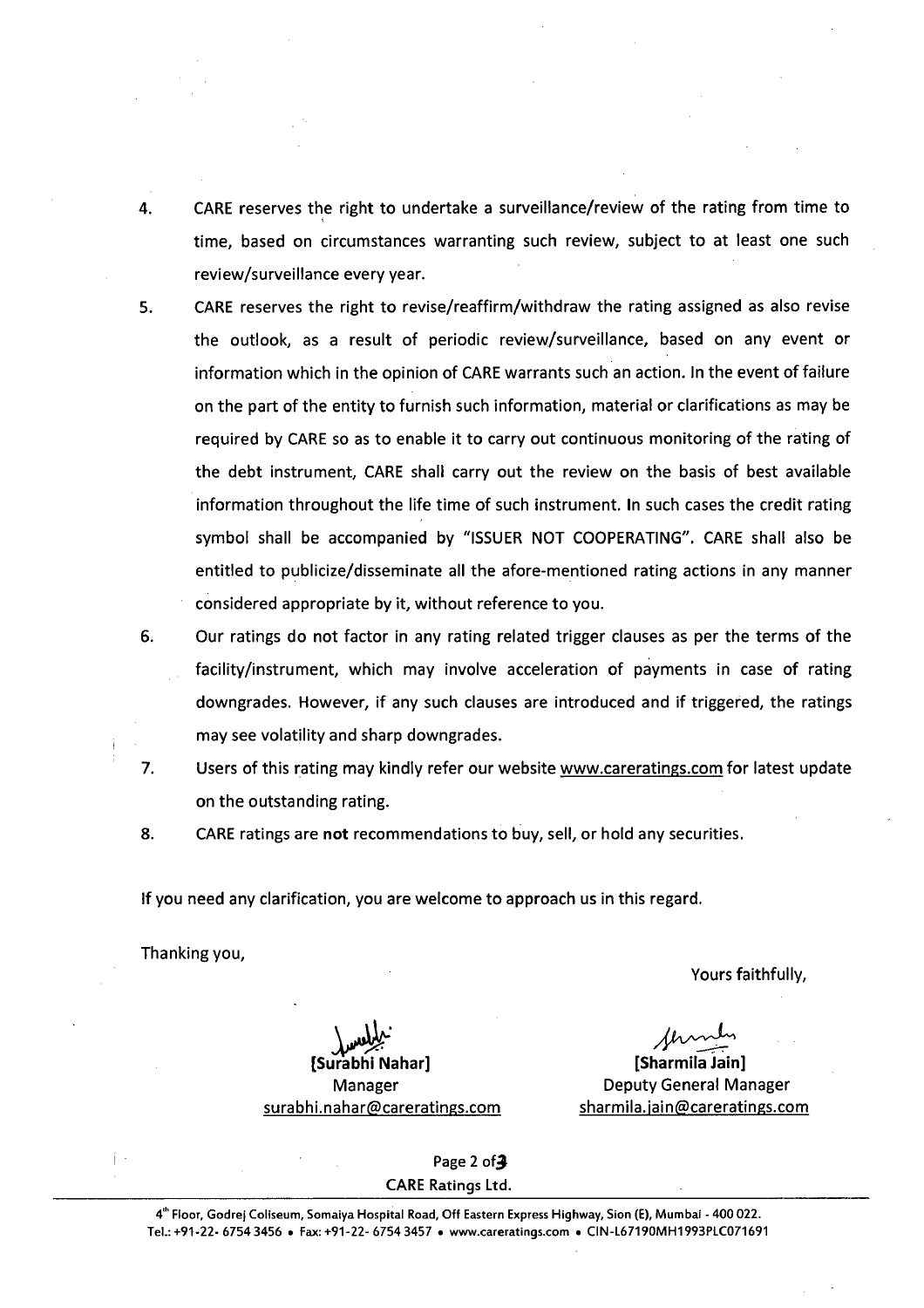4. CARE reserves the right to undertake a surveillance/review of the rating from time to time, based on circumstances warranting such review, subject to at least one such review/surveillance every year.

5. CARE reserves the right to revise/reaffirm/withdraw the rating assigned as also revise the outlook, as a result of periodic review/surveillance, based on any event or information which in the opinion of CARE warrants such an action. In the event of failure on the part of the entity to furnish such information, material or clarifications as may be required by CARE so as to enable it to carry out continuous monitoring of the rating of the debt instrument, CARE shall carry out the review on the basis of best available information throughout the life time of such instrument. In such cases the credit rating symbol shall be accompanied by "ISSUER NOT COOPERATING". CARE shall also be entitled to publicize/disseminate all the afore-mentioned rating actions in any manner considered appropriate by it, without reference to you.

6. Our ratings do not factor in any rating related trigger clauses as per the terms of the facility/instrument, which may involve acceleration of payments in case of rating downgrades. However, if any such clauses are introduced and if triggered, the ratings may see volatility and sharp downgrades.

7. Users of this rating may kindly refer our website www.careratings.com for latest update on the outstanding rating.

8. CARE ratings are **not** recommendations to buy, sell, or hold any securities.

If you need any clarification, you are welcome to approach us in this regard.

Thanking you,

Yours faithfully,

**[Surabhi Nahar]**
Manager
surabhi.nahar@careratings.com

**[Sharmila Jain]**
Deputy General Manager
sharmila.jain@careratings.com

CARE Ratings Ltd.

4th Floor, Godrej Coliseum, Somaiya Hospital Road, Off Eastern Express Highway, Sion (E), Mumbai - 400 022.
Tel.: +91-22- 6754 3456 • Fax: +91-22- 6754 3457 • www.careratings.com • CIN-L67190MH1993PLC071691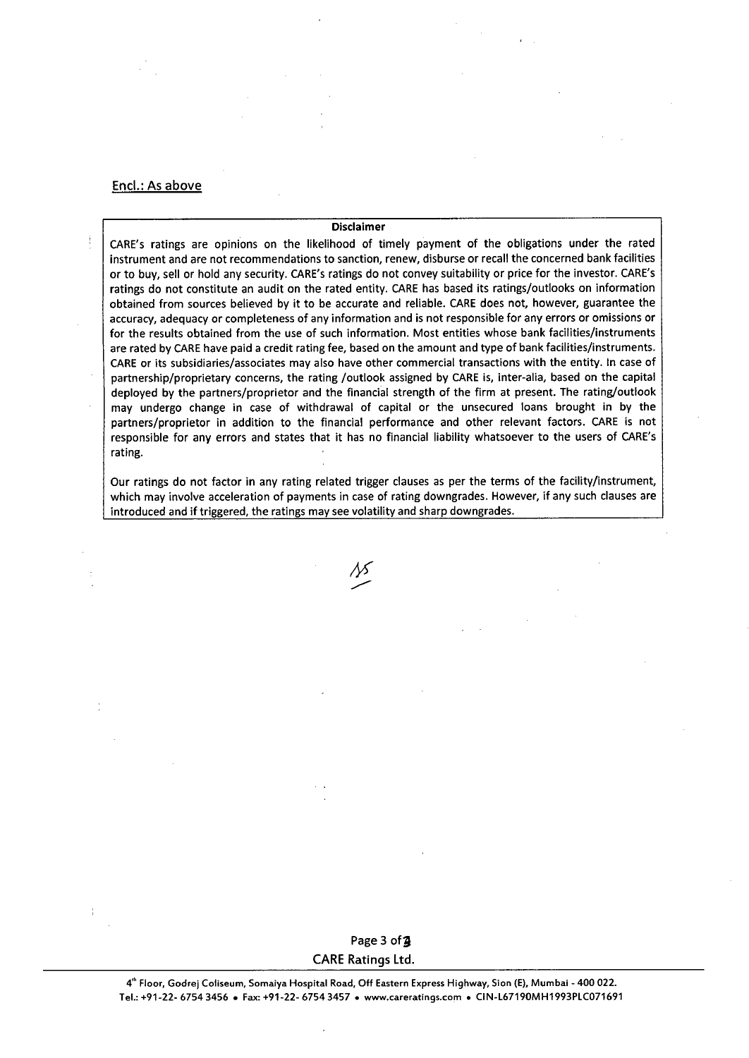Encl.: As above

**Disclaimer**

CARE's ratings are opinions on the likelihood of timely payment of the obligations under the rated instrument and are not recommendations to sanction, renew, disburse or recall the concerned bank facilities or to buy, sell or hold any security. CARE's ratings do not convey suitability or price for the investor. CARE's ratings do not constitute an audit on the rated entity. CARE has based its ratings/outlooks on information obtained from sources believed by it to be accurate and reliable. CARE does not, however, guarantee the accuracy, adequacy or completeness of any information and is not responsible for any errors or omissions or for the results obtained from the use of such information. Most entities whose bank facilities/instruments are rated by CARE have paid a credit rating fee, based on the amount and type of bank facilities/instruments. CARE or its subsidiaries/associates may also have other commercial transactions with the entity. In case of partnership/proprietary concerns, the rating /outlook assigned by CARE is, inter-alia, based on the capital deployed by the partners/proprietor and the financial strength of the firm at present. The rating/outlook may undergo change in case of withdrawal of capital or the unsecured loans brought in by the partners/proprietor in addition to the financial performance and other relevant factors. CARE is not responsible for any errors and states that it has no financial liability whatsoever to the users of CARE's rating.

Our ratings do not factor in any rating related trigger clauses as per the terms of the facility/instrument, which may involve acceleration of payments in case of rating downgrades. However, if any such clauses are introduced and if triggered, the ratings may see volatility and sharp downgrades.

CARE Ratings Ltd.

4th Floor, Godrej Coliseum, Somaiya Hospital Road, Off Eastern Express Highway, Sion (E), Mumbai - 400 022.
Tel.: +91-22- 6754 3456 • Fax: +91-22- 6754 3457 • www.careratings.com • CIN-L67190MH1993PLC071691